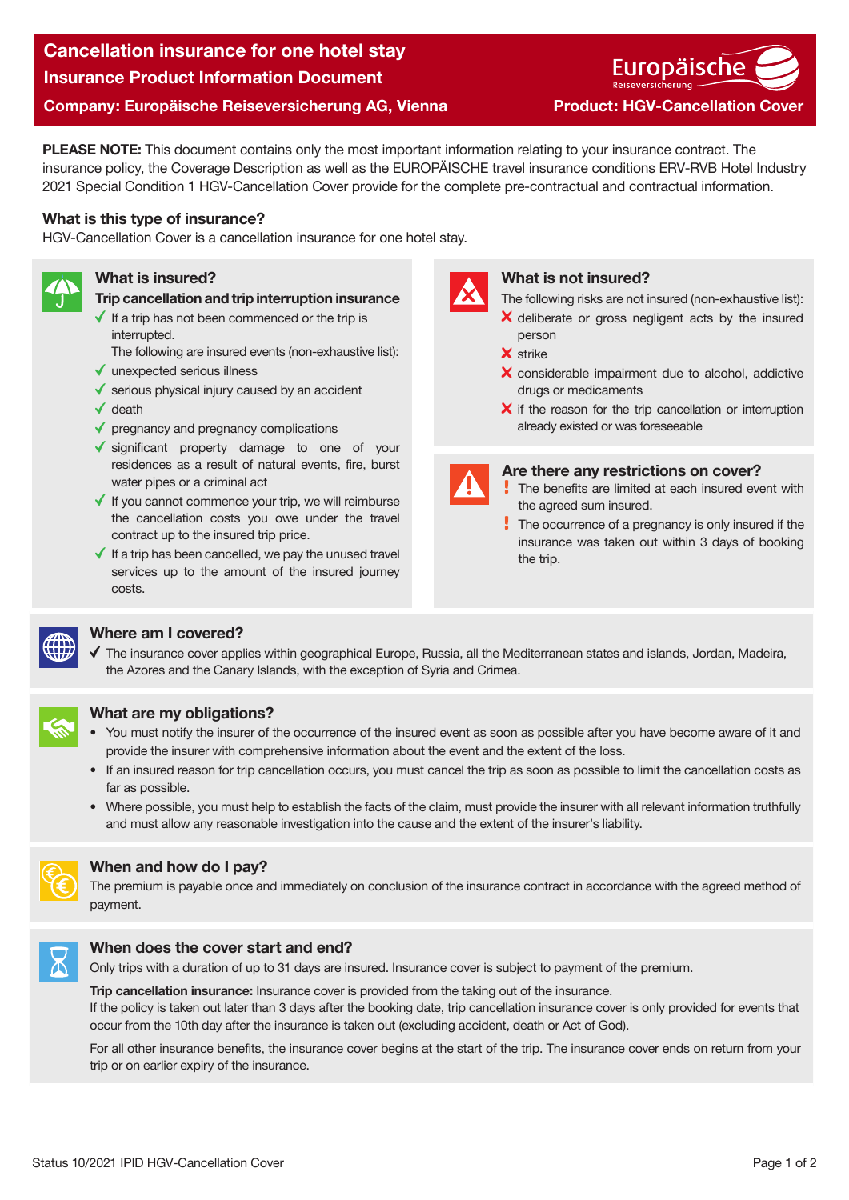# Cancellation insurance for one hotel stay

## Insurance Product Information Document

**Company: Europäische Reiseversicherung AG, Vienna**

**Product: HGV-Cancellation Cover**

**PLEASE NOTE:** This document contains only the most important information relating to your insurance contract. The insurance policy, the Coverage Description as well as the EUROPÄISCHE travel insurance conditions ERV-RVB Hotel Industry 2021 Special Condition 1 HGV-Cancellation Cover provide for the complete pre-contractual and contractual information.

### What is this type of insurance?

HGV-Cancellation Cover is a cancellation insurance for one hotel stay.

### What is insured?

**Trip cancellation and trip interruption insurance**

- ✓ If a trip has not been commenced or the trip is interrupted.
  The following are insured events (non-exhaustive list):
- ✓ unexpected serious illness
- ✓ serious physical injury caused by an accident
- ✓ death
- ✓ pregnancy and pregnancy complications
- ✓ significant property damage to one of your residences as a result of natural events, fire, burst water pipes or a criminal act
- ✓ If you cannot commence your trip, we will reimburse the cancellation costs you owe under the travel contract up to the insured trip price.
- ✓ If a trip has been cancelled, we pay the unused travel services up to the amount of the insured journey costs.

### What is not insured?

The following risks are not insured (non-exhaustive list):

- ✗ deliberate or gross negligent acts by the insured person
- ✗ strike
- ✗ considerable impairment due to alcohol, addictive drugs or medicaments
- ✗ if the reason for the trip cancellation or interruption already existed or was foreseeable

### Are there any restrictions on cover?

- ! The benefits are limited at each insured event with the agreed sum insured.
- ! The occurrence of a pregnancy is only insured if the insurance was taken out within 3 days of booking the trip.

### Where am I covered?

- ✓ The insurance cover applies within geographical Europe, Russia, all the Mediterranean states and islands, Jordan, Madeira, the Azores and the Canary Islands, with the exception of Syria and Crimea.

### What are my obligations?

- You must notify the insurer of the occurrence of the insured event as soon as possible after you have become aware of it and provide the insurer with comprehensive information about the event and the extent of the loss.
- If an insured reason for trip cancellation occurs, you must cancel the trip as soon as possible to limit the cancellation costs as far as possible.
- Where possible, you must help to establish the facts of the claim, must provide the insurer with all relevant information truthfully and must allow any reasonable investigation into the cause and the extent of the insurer's liability.

### When and how do I pay?

The premium is payable once and immediately on conclusion of the insurance contract in accordance with the agreed method of payment.

### When does the cover start and end?

Only trips with a duration of up to 31 days are insured. Insurance cover is subject to payment of the premium.

**Trip cancellation insurance:** Insurance cover is provided from the taking out of the insurance.
If the policy is taken out later than 3 days after the booking date, trip cancellation insurance cover is only provided for events that occur from the 10th day after the insurance is taken out (excluding accident, death or Act of God).

For all other insurance benefits, the insurance cover begins at the start of the trip. The insurance cover ends on return from your trip or on earlier expiry of the insurance.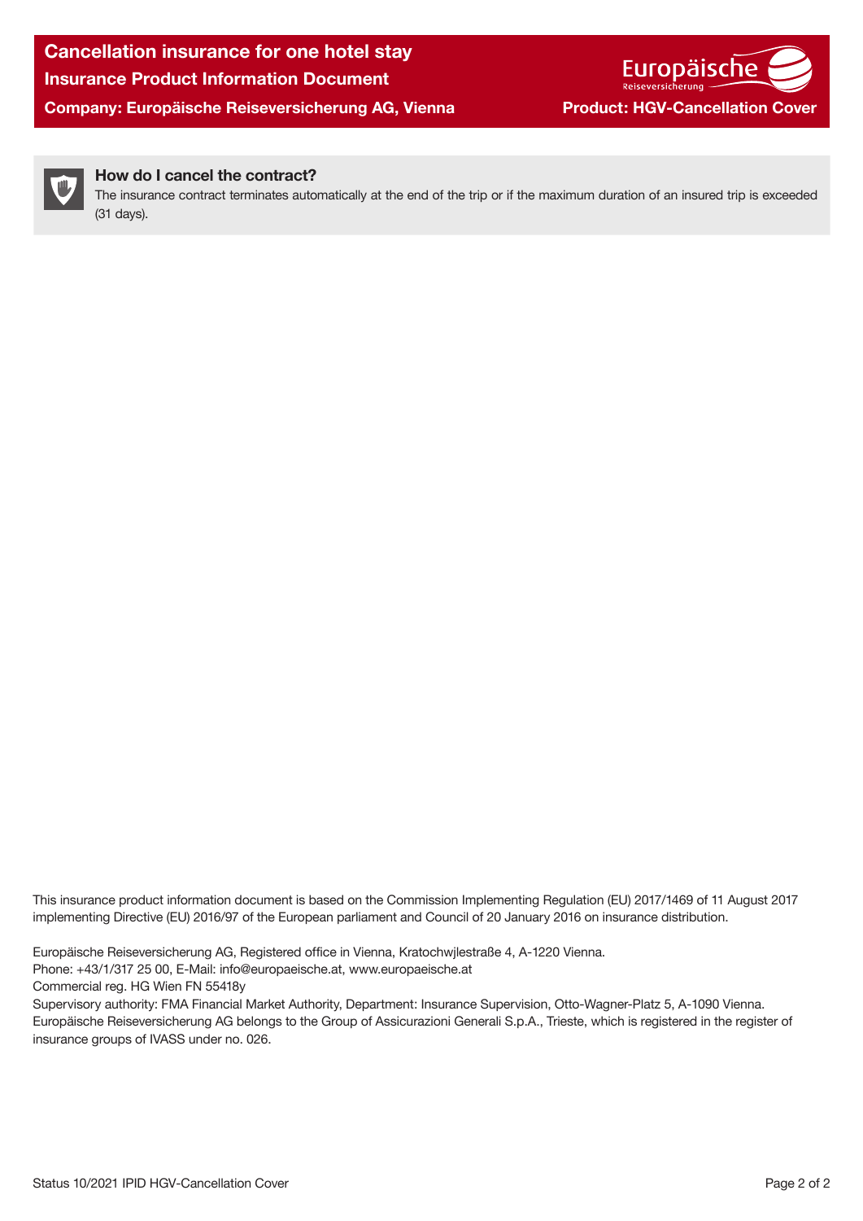# Cancellation insurance for one hotel stay

## Insurance Product Information Document

**Company: Europäische Reiseversicherung AG, Vienna** **Product: HGV-Cancellation Cover**

### How do I cancel the contract?

The insurance contract terminates automatically at the end of the trip or if the maximum duration of an insured trip is exceeded (31 days).

This insurance product information document is based on the Commission Implementing Regulation (EU) 2017/1469 of 11 August 2017 implementing Directive (EU) 2016/97 of the European parliament and Council of 20 January 2016 on insurance distribution.

Europäische Reiseversicherung AG, Registered office in Vienna, Kratochwjlestraße 4, A-1220 Vienna.
Phone: +43/1/317 25 00, E-Mail: info@europaeische.at, www.europaeische.at
Commercial reg. HG Wien FN 55418y
Supervisory authority: FMA Financial Market Authority, Department: Insurance Supervision, Otto-Wagner-Platz 5, A-1090 Vienna.
Europäische Reiseversicherung AG belongs to the Group of Assicurazioni Generali S.p.A., Trieste, which is registered in the register of insurance groups of IVASS under no. 026.

Status 10/2021 IPID HGV-Cancellation Cover